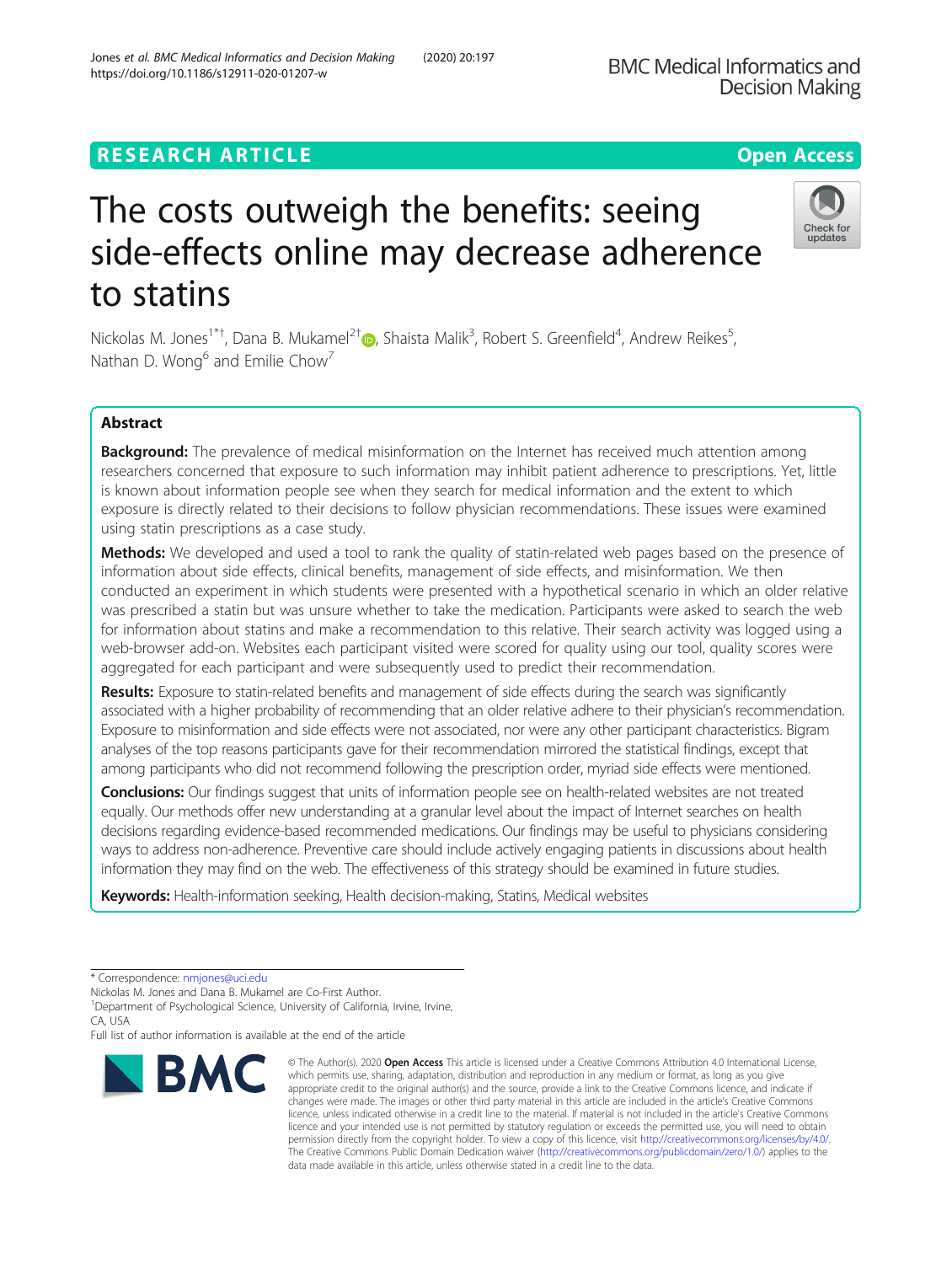RESEARCH ARTICLE

Open Access

# The costs outweigh the benefits: seeing side-effects online may decrease adherence to statins

Nickolas M. Jones[1*†], Dana B. Mukamel[2†], Shaista Malik[3], Robert S. Greenfield[4], Andrew Reikes[5], Nathan D. Wong[6] and Emilie Chow[7]

## Abstract

**Background:** The prevalence of medical misinformation on the Internet has received much attention among researchers concerned that exposure to such information may inhibit patient adherence to prescriptions. Yet, little is known about information people see when they search for medical information and the extent to which exposure is directly related to their decisions to follow physician recommendations. These issues were examined using statin prescriptions as a case study.

**Methods:** We developed and used a tool to rank the quality of statin-related web pages based on the presence of information about side effects, clinical benefits, management of side effects, and misinformation. We then conducted an experiment in which students were presented with a hypothetical scenario in which an older relative was prescribed a statin but was unsure whether to take the medication. Participants were asked to search the web for information about statins and make a recommendation to this relative. Their search activity was logged using a web-browser add-on. Websites each participant visited were scored for quality using our tool, quality scores were aggregated for each participant and were subsequently used to predict their recommendation.

**Results:** Exposure to statin-related benefits and management of side effects during the search was significantly associated with a higher probability of recommending that an older relative adhere to their physician's recommendation. Exposure to misinformation and side effects were not associated, nor were any other participant characteristics. Bigram analyses of the top reasons participants gave for their recommendation mirrored the statistical findings, except that among participants who did not recommend following the prescription order, myriad side effects were mentioned.

**Conclusions:** Our findings suggest that units of information people see on health-related websites are not treated equally. Our methods offer new understanding at a granular level about the impact of Internet searches on health decisions regarding evidence-based recommended medications. Our findings may be useful to physicians considering ways to address non-adherence. Preventive care should include actively engaging patients in discussions about health information they may find on the web. The effectiveness of this strategy should be examined in future studies.

**Keywords:** Health-information seeking, Health decision-making, Statins, Medical websites

---

* Correspondence: nmjones@uci.edu

Nickolas M. Jones and Dana B. Mukamel are Co-First Author.

[1]Department of Psychological Science, University of California, Irvine, Irvine, CA, USA

Full list of author information is available at the end of the article

© The Author(s). 2020 **Open Access** This article is licensed under a Creative Commons Attribution 4.0 International License, which permits use, sharing, adaptation, distribution and reproduction in any medium or format, as long as you give appropriate credit to the original author(s) and the source, provide a link to the Creative Commons licence, and indicate if changes were made. The images or other third party material in this article are included in the article's Creative Commons licence, unless indicated otherwise in a credit line to the material. If material is not included in the article's Creative Commons licence and your intended use is not permitted by statutory regulation or exceeds the permitted use, you will need to obtain permission directly from the copyright holder. To view a copy of this licence, visit http://creativecommons.org/licenses/by/4.0/. The Creative Commons Public Domain Dedication waiver (http://creativecommons.org/publicdomain/zero/1.0/) applies to the data made available in this article, unless otherwise stated in a credit line to the data.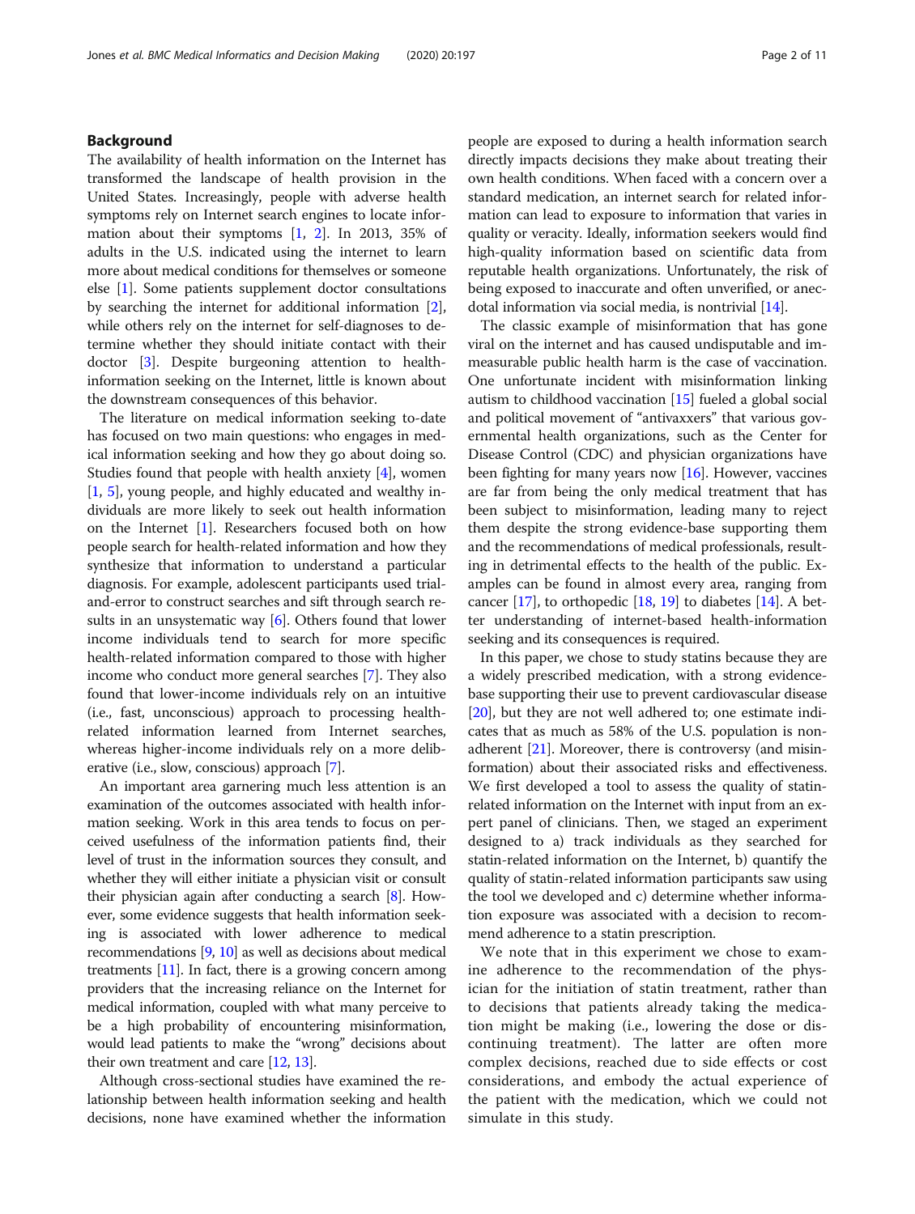## Background

The availability of health information on the Internet has transformed the landscape of health provision in the United States. Increasingly, people with adverse health symptoms rely on Internet search engines to locate information about their symptoms [1, 2]. In 2013, 35% of adults in the U.S. indicated using the internet to learn more about medical conditions for themselves or someone else [1]. Some patients supplement doctor consultations by searching the internet for additional information [2], while others rely on the internet for self-diagnoses to determine whether they should initiate contact with their doctor [3]. Despite burgeoning attention to health-information seeking on the Internet, little is known about the downstream consequences of this behavior.

The literature on medical information seeking to-date has focused on two main questions: who engages in medical information seeking and how they go about doing so. Studies found that people with health anxiety [4], women [1, 5], young people, and highly educated and wealthy individuals are more likely to seek out health information on the Internet [1]. Researchers focused both on how people search for health-related information and how they synthesize that information to understand a particular diagnosis. For example, adolescent participants used trial-and-error to construct searches and sift through search results in an unsystematic way [6]. Others found that lower income individuals tend to search for more specific health-related information compared to those with higher income who conduct more general searches [7]. They also found that lower-income individuals rely on an intuitive (i.e., fast, unconscious) approach to processing health-related information learned from Internet searches, whereas higher-income individuals rely on a more deliberative (i.e., slow, conscious) approach [7].

An important area garnering much less attention is an examination of the outcomes associated with health information seeking. Work in this area tends to focus on perceived usefulness of the information patients find, their level of trust in the information sources they consult, and whether they will either initiate a physician visit or consult their physician again after conducting a search [8]. However, some evidence suggests that health information seeking is associated with lower adherence to medical recommendations [9, 10] as well as decisions about medical treatments [11]. In fact, there is a growing concern among providers that the increasing reliance on the Internet for medical information, coupled with what many perceive to be a high probability of encountering misinformation, would lead patients to make the "wrong" decisions about their own treatment and care [12, 13].

Although cross-sectional studies have examined the relationship between health information seeking and health decisions, none have examined whether the information people are exposed to during a health information search directly impacts decisions they make about treating their own health conditions. When faced with a concern over a standard medication, an internet search for related information can lead to exposure to information that varies in quality or veracity. Ideally, information seekers would find high-quality information based on scientific data from reputable health organizations. Unfortunately, the risk of being exposed to inaccurate and often unverified, or anecdotal information via social media, is nontrivial [14].

The classic example of misinformation that has gone viral on the internet and has caused undisputable and immeasurable public health harm is the case of vaccination. One unfortunate incident with misinformation linking autism to childhood vaccination [15] fueled a global social and political movement of "antivaxxers" that various governmental health organizations, such as the Center for Disease Control (CDC) and physician organizations have been fighting for many years now [16]. However, vaccines are far from being the only medical treatment that has been subject to misinformation, leading many to reject them despite the strong evidence-base supporting them and the recommendations of medical professionals, resulting in detrimental effects to the health of the public. Examples can be found in almost every area, ranging from cancer [17], to orthopedic [18, 19] to diabetes [14]. A better understanding of internet-based health-information seeking and its consequences is required.

In this paper, we chose to study statins because they are a widely prescribed medication, with a strong evidence-base supporting their use to prevent cardiovascular disease [20], but they are not well adhered to; one estimate indicates that as much as 58% of the U.S. population is non-adherent [21]. Moreover, there is controversy (and misinformation) about their associated risks and effectiveness. We first developed a tool to assess the quality of statin-related information on the Internet with input from an expert panel of clinicians. Then, we staged an experiment designed to a) track individuals as they searched for statin-related information on the Internet, b) quantify the quality of statin-related information participants saw using the tool we developed and c) determine whether information exposure was associated with a decision to recommend adherence to a statin prescription.

We note that in this experiment we chose to examine adherence to the recommendation of the physician for the initiation of statin treatment, rather than to decisions that patients already taking the medication might be making (i.e., lowering the dose or discontinuing treatment). The latter are often more complex decisions, reached due to side effects or cost considerations, and embody the actual experience of the patient with the medication, which we could not simulate in this study.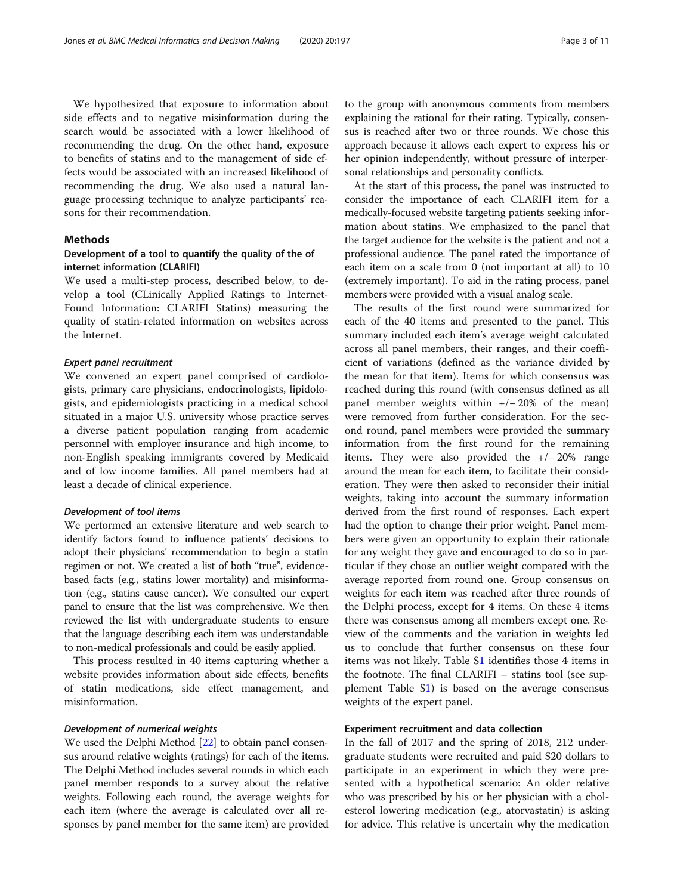We hypothesized that exposure to information about side effects and to negative misinformation during the search would be associated with a lower likelihood of recommending the drug. On the other hand, exposure to benefits of statins and to the management of side effects would be associated with an increased likelihood of recommending the drug. We also used a natural language processing technique to analyze participants' reasons for their recommendation.

## Methods

### Development of a tool to quantify the quality of the of internet information (CLARIFI)

We used a multi-step process, described below, to develop a tool (CLinically Applied Ratings to Internet-Found Information: CLARIFI Statins) measuring the quality of statin-related information on websites across the Internet.

#### *Expert panel recruitment*

We convened an expert panel comprised of cardiologists, primary care physicians, endocrinologists, lipidologists, and epidemiologists practicing in a medical school situated in a major U.S. university whose practice serves a diverse patient population ranging from academic personnel with employer insurance and high income, to non-English speaking immigrants covered by Medicaid and of low income families. All panel members had at least a decade of clinical experience.

#### *Development of tool items*

We performed an extensive literature and web search to identify factors found to influence patients' decisions to adopt their physicians' recommendation to begin a statin regimen or not. We created a list of both "true", evidence-based facts (e.g., statins lower mortality) and misinformation (e.g., statins cause cancer). We consulted our expert panel to ensure that the list was comprehensive. We then reviewed the list with undergraduate students to ensure that the language describing each item was understandable to non-medical professionals and could be easily applied.

This process resulted in 40 items capturing whether a website provides information about side effects, benefits of statin medications, side effect management, and misinformation.

#### *Development of numerical weights*

We used the Delphi Method [22] to obtain panel consensus around relative weights (ratings) for each of the items. The Delphi Method includes several rounds in which each panel member responds to a survey about the relative weights. Following each round, the average weights for each item (where the average is calculated over all responses by panel member for the same item) are provided to the group with anonymous comments from members explaining the rational for their rating. Typically, consensus is reached after two or three rounds. We chose this approach because it allows each expert to express his or her opinion independently, without pressure of interpersonal relationships and personality conflicts.

At the start of this process, the panel was instructed to consider the importance of each CLARIFI item for a medically-focused website targeting patients seeking information about statins. We emphasized to the panel that the target audience for the website is the patient and not a professional audience. The panel rated the importance of each item on a scale from 0 (not important at all) to 10 (extremely important). To aid in the rating process, panel members were provided with a visual analog scale.

The results of the first round were summarized for each of the 40 items and presented to the panel. This summary included each item's average weight calculated across all panel members, their ranges, and their coefficient of variations (defined as the variance divided by the mean for that item). Items for which consensus was reached during this round (with consensus defined as all panel member weights within +/− 20% of the mean) were removed from further consideration. For the second round, panel members were provided the summary information from the first round for the remaining items. They were also provided the +/− 20% range around the mean for each item, to facilitate their consideration. They were then asked to reconsider their initial weights, taking into account the summary information derived from the first round of responses. Each expert had the option to change their prior weight. Panel members were given an opportunity to explain their rationale for any weight they gave and encouraged to do so in particular if they chose an outlier weight compared with the average reported from round one. Group consensus on weights for each item was reached after three rounds of the Delphi process, except for 4 items. On these 4 items there was consensus among all members except one. Review of the comments and the variation in weights led us to conclude that further consensus on these four items was not likely. Table S1 identifies those 4 items in the footnote. The final CLARIFI – statins tool (see supplement Table S1) is based on the average consensus weights of the expert panel.

### Experiment recruitment and data collection

In the fall of 2017 and the spring of 2018, 212 undergraduate students were recruited and paid $20 dollars to participate in an experiment in which they were presented with a hypothetical scenario: An older relative who was prescribed by his or her physician with a cholesterol lowering medication (e.g., atorvastatin) is asking for advice. This relative is uncertain why the medication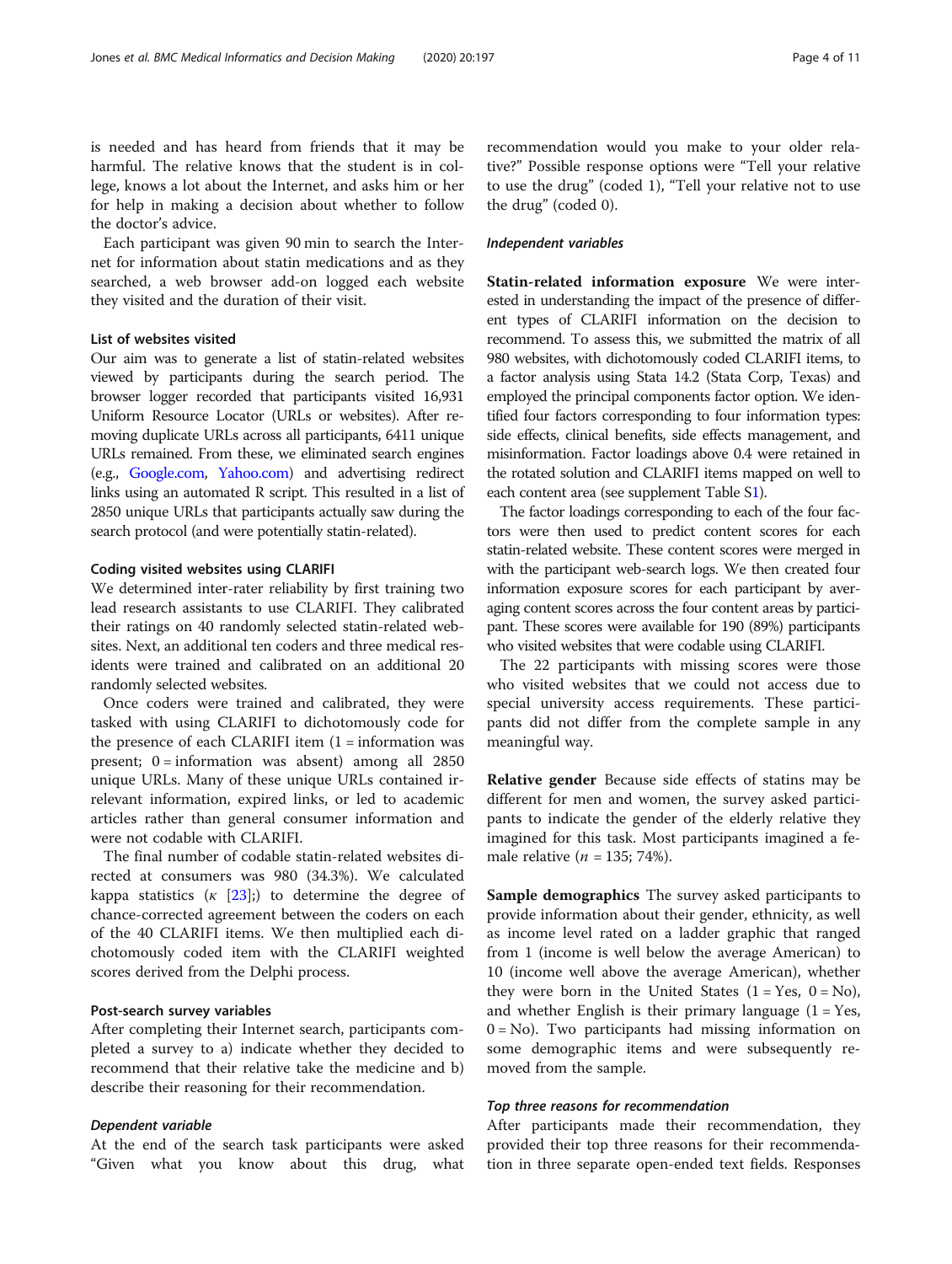is needed and has heard from friends that it may be harmful. The relative knows that the student is in college, knows a lot about the Internet, and asks him or her for help in making a decision about whether to follow the doctor's advice.

Each participant was given 90 min to search the Internet for information about statin medications and as they searched, a web browser add-on logged each website they visited and the duration of their visit.

### List of websites visited

Our aim was to generate a list of statin-related websites viewed by participants during the search period. The browser logger recorded that participants visited 16,931 Uniform Resource Locator (URLs or websites). After removing duplicate URLs across all participants, 6411 unique URLs remained. From these, we eliminated search engines (e.g., Google.com, Yahoo.com) and advertising redirect links using an automated R script. This resulted in a list of 2850 unique URLs that participants actually saw during the search protocol (and were potentially statin-related).

### Coding visited websites using CLARIFI

We determined inter-rater reliability by first training two lead research assistants to use CLARIFI. They calibrated their ratings on 40 randomly selected statin-related websites. Next, an additional ten coders and three medical residents were trained and calibrated on an additional 20 randomly selected websites.

Once coders were trained and calibrated, they were tasked with using CLARIFI to dichotomously code for the presence of each CLARIFI item (1 = information was present; 0 = information was absent) among all 2850 unique URLs. Many of these unique URLs contained irrelevant information, expired links, or led to academic articles rather than general consumer information and were not codable with CLARIFI.

The final number of codable statin-related websites directed at consumers was 980 (34.3%). We calculated kappa statistics ($\kappa$ [23];) to determine the degree of chance-corrected agreement between the coders on each of the 40 CLARIFI items. We then multiplied each dichotomously coded item with the CLARIFI weighted scores derived from the Delphi process.

### Post-search survey variables

After completing their Internet search, participants completed a survey to a) indicate whether they decided to recommend that their relative take the medicine and b) describe their reasoning for their recommendation.

#### *Dependent variable*

At the end of the search task participants were asked "Given what you know about this drug, what recommendation would you make to your older relative?" Possible response options were "Tell your relative to use the drug" (coded 1), "Tell your relative not to use the drug" (coded 0).

#### *Independent variables*

**Statin-related information exposure** We were interested in understanding the impact of the presence of different types of CLARIFI information on the decision to recommend. To assess this, we submitted the matrix of all 980 websites, with dichotomously coded CLARIFI items, to a factor analysis using Stata 14.2 (Stata Corp, Texas) and employed the principal components factor option. We identified four factors corresponding to four information types: side effects, clinical benefits, side effects management, and misinformation. Factor loadings above 0.4 were retained in the rotated solution and CLARIFI items mapped on well to each content area (see supplement Table S1).

The factor loadings corresponding to each of the four factors were then used to predict content scores for each statin-related website. These content scores were merged in with the participant web-search logs. We then created four information exposure scores for each participant by averaging content scores across the four content areas by participant. These scores were available for 190 (89%) participants who visited websites that were codable using CLARIFI.

The 22 participants with missing scores were those who visited websites that we could not access due to special university access requirements. These participants did not differ from the complete sample in any meaningful way.

**Relative gender** Because side effects of statins may be different for men and women, the survey asked participants to indicate the gender of the elderly relative they imagined for this task. Most participants imagined a female relative ($n$ = 135; 74%).

**Sample demographics** The survey asked participants to provide information about their gender, ethnicity, as well as income level rated on a ladder graphic that ranged from 1 (income is well below the average American) to 10 (income well above the average American), whether they were born in the United States (1 = Yes, 0 = No), and whether English is their primary language (1 = Yes, 0 = No). Two participants had missing information on some demographic items and were subsequently removed from the sample.

#### *Top three reasons for recommendation*

After participants made their recommendation, they provided their top three reasons for their recommendation in three separate open-ended text fields. Responses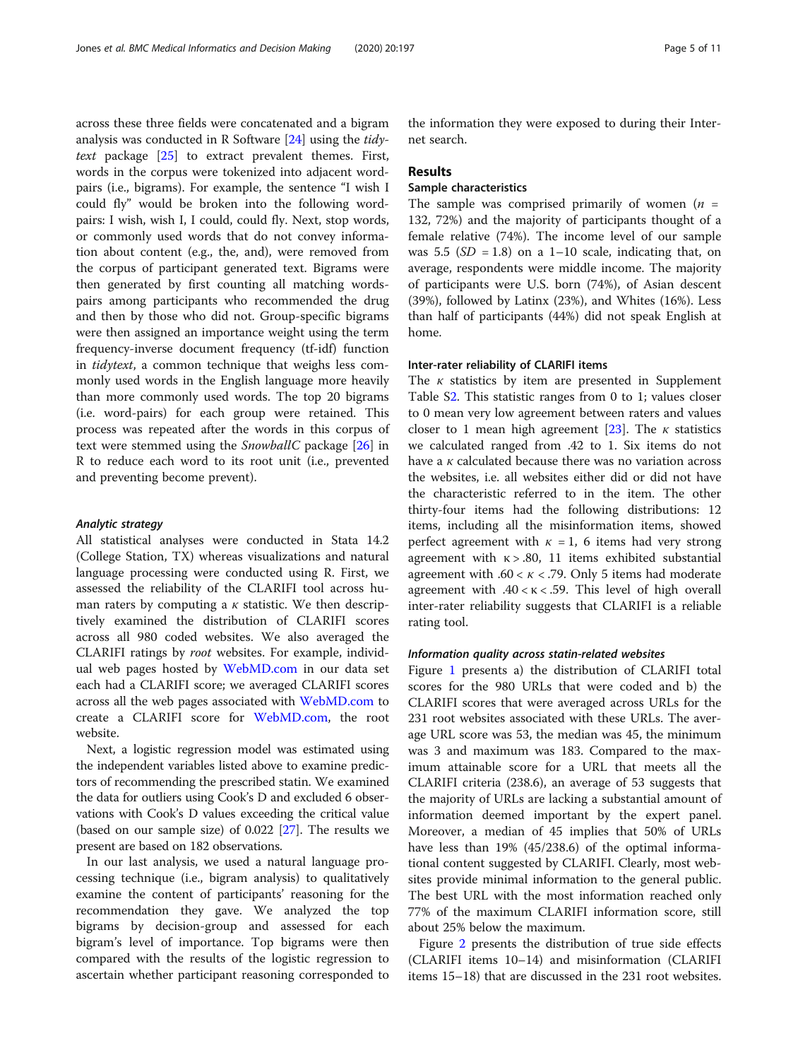across these three fields were concatenated and a bigram analysis was conducted in R Software [24] using the *tidytext* package [25] to extract prevalent themes. First, words in the corpus were tokenized into adjacent word-pairs (i.e., bigrams). For example, the sentence "I wish I could fly" would be broken into the following word-pairs: I wish, wish I, I could, could fly. Next, stop words, or commonly used words that do not convey information about content (e.g., the, and), were removed from the corpus of participant generated text. Bigrams were then generated by first counting all matching words-pairs among participants who recommended the drug and then by those who did not. Group-specific bigrams were then assigned an importance weight using the term frequency-inverse document frequency (tf-idf) function in *tidytext*, a common technique that weighs less commonly used words in the English language more heavily than more commonly used words. The top 20 bigrams (i.e. word-pairs) for each group were retained. This process was repeated after the words in this corpus of text were stemmed using the *SnowballC* package [26] in R to reduce each word to its root unit (i.e., prevented and preventing become prevent).

#### *Analytic strategy*

All statistical analyses were conducted in Stata 14.2 (College Station, TX) whereas visualizations and natural language processing were conducted using R. First, we assessed the reliability of the CLARIFI tool across human raters by computing a $\kappa$ statistic. We then descriptively examined the distribution of CLARIFI scores across all 980 coded websites. We also averaged the CLARIFI ratings by *root* websites. For example, individual web pages hosted by WebMD.com in our data set each had a CLARIFI score; we averaged CLARIFI scores across all the web pages associated with WebMD.com to create a CLARIFI score for WebMD.com, the root website.

Next, a logistic regression model was estimated using the independent variables listed above to examine predictors of recommending the prescribed statin. We examined the data for outliers using Cook's D and excluded 6 observations with Cook's D values exceeding the critical value (based on our sample size) of 0.022 [27]. The results we present are based on 182 observations.

In our last analysis, we used a natural language processing technique (i.e., bigram analysis) to qualitatively examine the content of participants' reasoning for the recommendation they gave. We analyzed the top bigrams by decision-group and assessed for each bigram's level of importance. Top bigrams were then compared with the results of the logistic regression to ascertain whether participant reasoning corresponded to the information they were exposed to during their Internet search.

## Results

### Sample characteristics

The sample was comprised primarily of women ($n$ = 132, 72%) and the majority of participants thought of a female relative (74%). The income level of our sample was 5.5 ($SD$ = 1.8) on a 1–10 scale, indicating that, on average, respondents were middle income. The majority of participants were U.S. born (74%), of Asian descent (39%), followed by Latinx (23%), and Whites (16%). Less than half of participants (44%) did not speak English at home.

#### Inter-rater reliability of CLARIFI items

The $\kappa$ statistics by item are presented in Supplement Table S2. This statistic ranges from 0 to 1; values closer to 0 mean very low agreement between raters and values closer to 1 mean high agreement [23]. The $\kappa$ statistics we calculated ranged from .42 to 1. Six items do not have a $\kappa$ calculated because there was no variation across the websites, i.e. all websites either did or did not have the characteristic referred to in the item. The other thirty-four items had the following distributions: 12 items, including all the misinformation items, showed perfect agreement with $\kappa$ = 1, 6 items had very strong agreement with $\kappa > .80$, 11 items exhibited substantial agreement with $.60 < \kappa < .79$. Only 5 items had moderate agreement with $.40 < \kappa < .59$. This level of high overall inter-rater reliability suggests that CLARIFI is a reliable rating tool.

#### *Information quality across statin-related websites*

Figure 1 presents a) the distribution of CLARIFI total scores for the 980 URLs that were coded and b) the CLARIFI scores that were averaged across URLs for the 231 root websites associated with these URLs. The average URL score was 53, the median was 45, the minimum was 3 and maximum was 183. Compared to the maximum attainable score for a URL that meets all the CLARIFI criteria (238.6), an average of 53 suggests that the majority of URLs are lacking a substantial amount of information deemed important by the expert panel. Moreover, a median of 45 implies that 50% of URLs have less than 19% (45/238.6) of the optimal informational content suggested by CLARIFI. Clearly, most websites provide minimal information to the general public. The best URL with the most information reached only 77% of the maximum CLARIFI information score, still about 25% below the maximum.

Figure 2 presents the distribution of true side effects (CLARIFI items 10–14) and misinformation (CLARIFI items 15–18) that are discussed in the 231 root websites.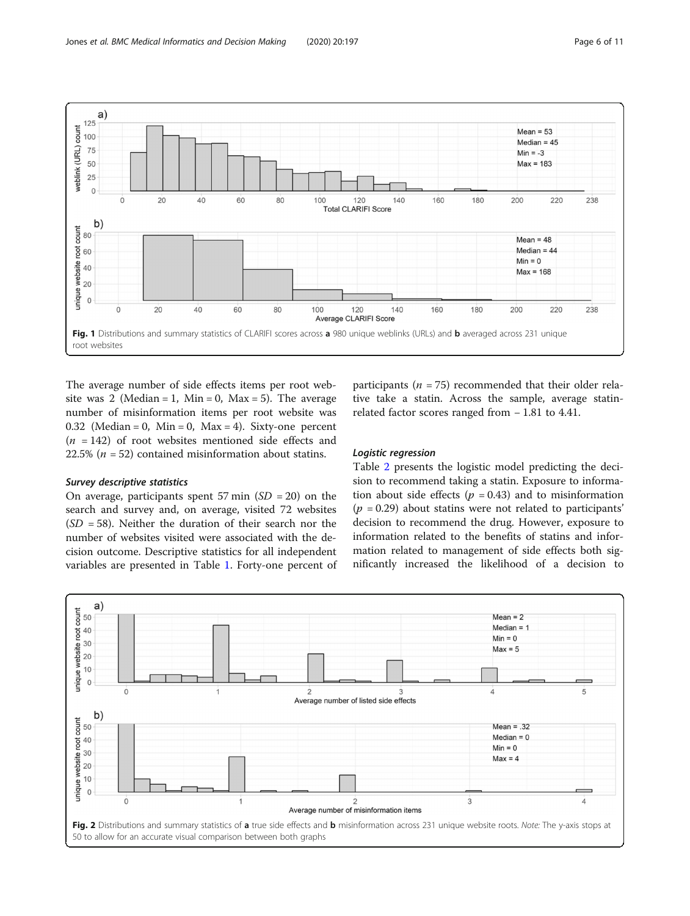Fig. 1 Distributions and summary statistics of CLARIFI scores across **a** 980 unique weblinks (URLs) and **b** averaged across 231 unique root websites

The average number of side effects items per root website was 2 (Median = 1, Min = 0, Max = 5). The average number of misinformation items per root website was 0.32 (Median = 0, Min = 0, Max = 4). Sixty-one percent ($n$ = 142) of root websites mentioned side effects and 22.5% ($n$ = 52) contained misinformation about statins.

#### Survey descriptive statistics

On average, participants spent 57 min ($SD$ = 20) on the search and survey and, on average, visited 72 websites ($SD$ = 58). Neither the duration of their search nor the number of websites visited were associated with the decision outcome. Descriptive statistics for all independent variables are presented in Table 1. Forty-one percent of participants ($n$ = 75) recommended that their older relative take a statin. Across the sample, average statin-related factor scores ranged from − 1.81 to 4.41.

#### Logistic regression

Table 2 presents the logistic model predicting the decision to recommend taking a statin. Exposure to information about side effects ($p$ = 0.43) and to misinformation ($p$ = 0.29) about statins were not related to participants' decision to recommend the drug. However, exposure to information related to the benefits of statins and information related to management of side effects both significantly increased the likelihood of a decision to

Fig. 2 Distributions and summary statistics of **a** true side effects and **b** misinformation across 231 unique website roots. *Note:* The y-axis stops at 50 to allow for an accurate visual comparison between both graphs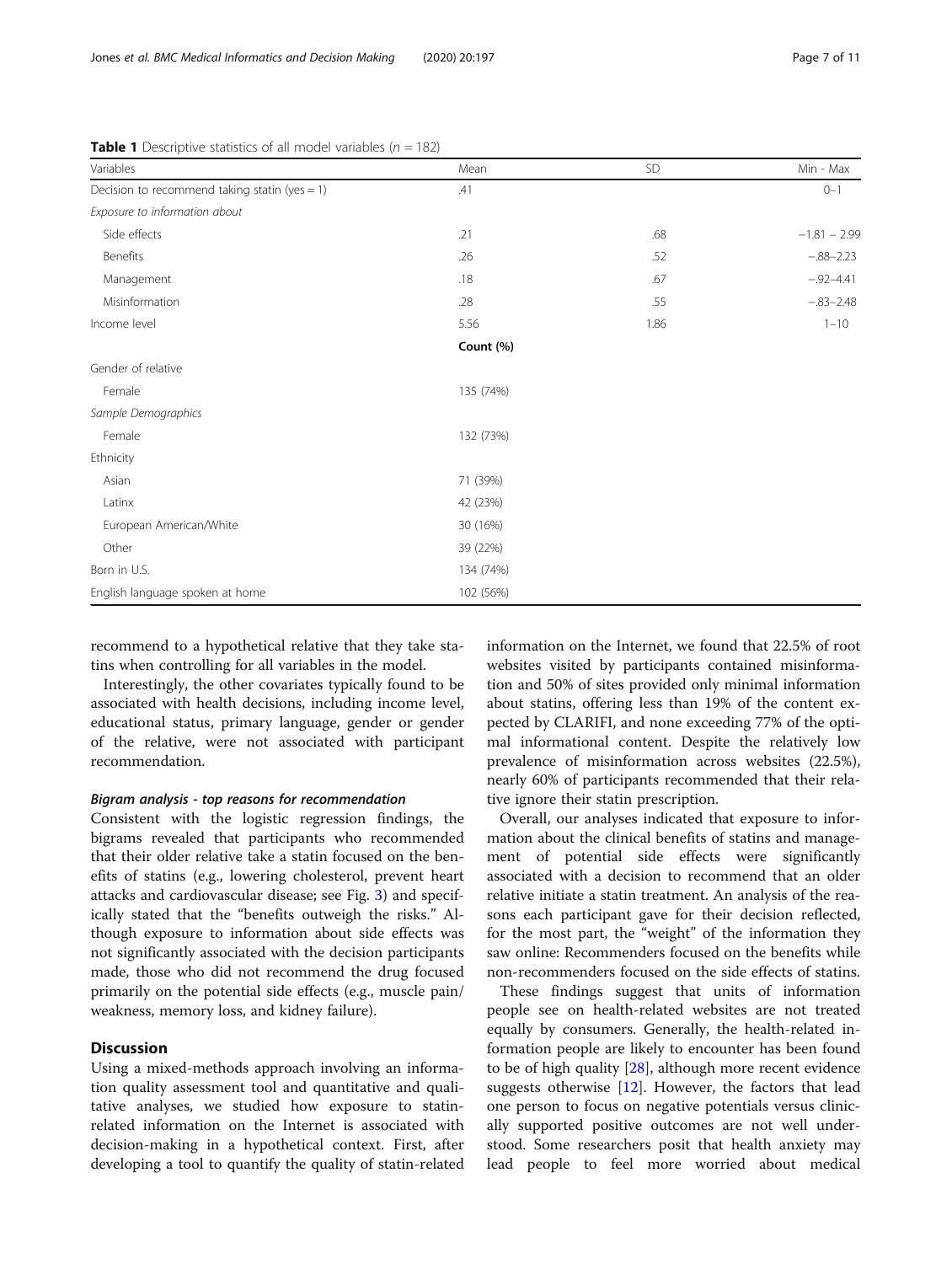**Table 1** Descriptive statistics of all model variables ($n$ = 182)

| Variables | Mean | SD | Min - Max |
|---|---|---|---|
| Decision to recommend taking statin (yes = 1) | .41 | | 0–1 |
| *Exposure to information about* | | | |
| Side effects | .21 | .68 | −1.81 − 2.99 |
| Benefits | .26 | .52 | −.88–2.23 |
| Management | .18 | .67 | −.92–4.41 |
| Misinformation | .28 | .55 | −.83–2.48 |
| Income level | 5.56 | 1.86 | 1–10 |
| | **Count (%)** | | |
| Gender of relative | | | |
| Female | 135 (74%) | | |
| *Sample Demographics* | | | |
| Female | 132 (73%) | | |
| Ethnicity | | | |
| Asian | 71 (39%) | | |
| Latinx | 42 (23%) | | |
| European American/White | 30 (16%) | | |
| Other | 39 (22%) | | |
| Born in U.S. | 134 (74%) | | |
| English language spoken at home | 102 (56%) | | |

recommend to a hypothetical relative that they take statins when controlling for all variables in the model.

Interestingly, the other covariates typically found to be associated with health decisions, including income level, educational status, primary language, gender or gender of the relative, were not associated with participant recommendation.

#### *Bigram analysis - top reasons for recommendation*

Consistent with the logistic regression findings, the bigrams revealed that participants who recommended that their older relative take a statin focused on the benefits of statins (e.g., lowering cholesterol, prevent heart attacks and cardiovascular disease; see Fig. 3) and specifically stated that the "benefits outweigh the risks." Although exposure to information about side effects was not significantly associated with the decision participants made, those who did not recommend the drug focused primarily on the potential side effects (e.g., muscle pain/weakness, memory loss, and kidney failure).

## Discussion

Using a mixed-methods approach involving an information quality assessment tool and quantitative and qualitative analyses, we studied how exposure to statin-related information on the Internet is associated with decision-making in a hypothetical context. First, after developing a tool to quantify the quality of statin-related information on the Internet, we found that 22.5% of root websites visited by participants contained misinformation and 50% of sites provided only minimal information about statins, offering less than 19% of the content expected by CLARIFI, and none exceeding 77% of the optimal informational content. Despite the relatively low prevalence of misinformation across websites (22.5%), nearly 60% of participants recommended that their relative ignore their statin prescription.

Overall, our analyses indicated that exposure to information about the clinical benefits of statins and management of potential side effects were significantly associated with a decision to recommend that an older relative initiate a statin treatment. An analysis of the reasons each participant gave for their decision reflected, for the most part, the "weight" of the information they saw online: Recommenders focused on the benefits while non-recommenders focused on the side effects of statins.

These findings suggest that units of information people see on health-related websites are not treated equally by consumers. Generally, the health-related information people are likely to encounter has been found to be of high quality [28], although more recent evidence suggests otherwise [12]. However, the factors that lead one person to focus on negative potentials versus clinically supported positive outcomes are not well understood. Some researchers posit that health anxiety may lead people to feel more worried about medical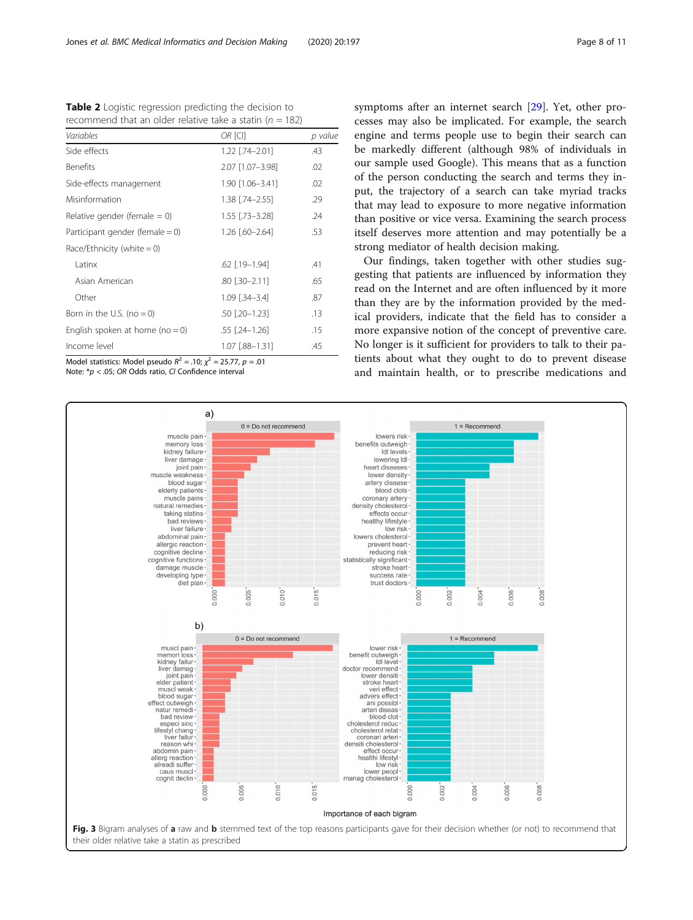**Table 2** Logistic regression predicting the decision to recommend that an older relative take a statin (*n* = 182)

| *Variables* | *OR* [CI] | *p value* |
|---|---|---|
| Side effects | 1.22 [.74–2.01] | .43 |
| Benefits | 2.07 [1.07–3.98] | .02 |
| Side-effects management | 1.90 [1.06–3.41] | .02 |
| Misinformation | 1.38 [.74–2.55] | .29 |
| Relative gender (female = 0) | 1.55 [.73–3.28] | .24 |
| Participant gender (female = 0) | 1.26 [.60–2.64] | .53 |
| Race/Ethnicity (white = 0) | | |
| Latinx | .62 [.19–1.94] | .41 |
| Asian American | .80 [.30–2.11] | .65 |
| Other | 1.09 [.34–3.4] | .87 |
| Born in the U.S. (no = 0) | .50 [.20–1.23] | .13 |
| English spoken at home (no = 0) | .55 [.24–1.26] | .15 |
| Income level | 1.07 [.88–1.31] | .45 |

Model statistics: Model pseudo $R^2$ = .10; $\chi^2$ = 25.77, *p* = .01
Note: *$p < .05$; *OR* Odds ratio, *CI* Confidence interval

symptoms after an internet search [29]. Yet, other processes may also be implicated. For example, the search engine and terms people use to begin their search can be markedly different (although 98% of individuals in our sample used Google). This means that as a function of the person conducting the search and terms they input, the trajectory of a search can take myriad tracks that may lead to exposure to more negative information than positive or vice versa. Examining the search process itself deserves more attention and may potentially be a strong mediator of health decision making.

Our findings, taken together with other studies suggesting that patients are influenced by information they read on the Internet and are often influenced by it more than they are by the information provided by the medical providers, indicate that the field has to consider a more expansive notion of the concept of preventive care. No longer is it sufficient for providers to talk to their patients about what they ought to do to prevent disease and maintain health, or to prescribe medications and

**Fig. 3** Bigram analyses of **a** raw and **b** stemmed text of the top reasons participants gave for their decision whether (or not) to recommend that their older relative take a statin as prescribed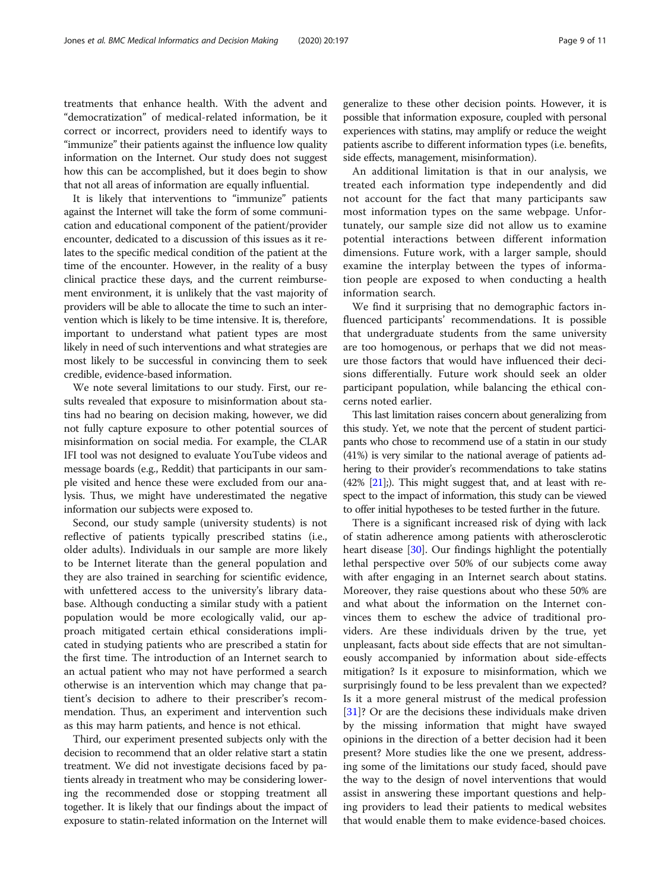treatments that enhance health. With the advent and "democratization" of medical-related information, be it correct or incorrect, providers need to identify ways to "immunize" their patients against the influence low quality information on the Internet. Our study does not suggest how this can be accomplished, but it does begin to show that not all areas of information are equally influential.

It is likely that interventions to "immunize" patients against the Internet will take the form of some communication and educational component of the patient/provider encounter, dedicated to a discussion of this issues as it relates to the specific medical condition of the patient at the time of the encounter. However, in the reality of a busy clinical practice these days, and the current reimbursement environment, it is unlikely that the vast majority of providers will be able to allocate the time to such an intervention which is likely to be time intensive. It is, therefore, important to understand what patient types are most likely in need of such interventions and what strategies are most likely to be successful in convincing them to seek credible, evidence-based information.

We note several limitations to our study. First, our results revealed that exposure to misinformation about statins had no bearing on decision making, however, we did not fully capture exposure to other potential sources of misinformation on social media. For example, the CLAR IFI tool was not designed to evaluate YouTube videos and message boards (e.g., Reddit) that participants in our sample visited and hence these were excluded from our analysis. Thus, we might have underestimated the negative information our subjects were exposed to.

Second, our study sample (university students) is not reflective of patients typically prescribed statins (i.e., older adults). Individuals in our sample are more likely to be Internet literate than the general population and they are also trained in searching for scientific evidence, with unfettered access to the university's library database. Although conducting a similar study with a patient population would be more ecologically valid, our approach mitigated certain ethical considerations implicated in studying patients who are prescribed a statin for the first time. The introduction of an Internet search to an actual patient who may not have performed a search otherwise is an intervention which may change that patient's decision to adhere to their prescriber's recommendation. Thus, an experiment and intervention such as this may harm patients, and hence is not ethical.

Third, our experiment presented subjects only with the decision to recommend that an older relative start a statin treatment. We did not investigate decisions faced by patients already in treatment who may be considering lowering the recommended dose or stopping treatment all together. It is likely that our findings about the impact of exposure to statin-related information on the Internet will generalize to these other decision points. However, it is possible that information exposure, coupled with personal experiences with statins, may amplify or reduce the weight patients ascribe to different information types (i.e. benefits, side effects, management, misinformation).

An additional limitation is that in our analysis, we treated each information type independently and did not account for the fact that many participants saw most information types on the same webpage. Unfortunately, our sample size did not allow us to examine potential interactions between different information dimensions. Future work, with a larger sample, should examine the interplay between the types of information people are exposed to when conducting a health information search.

We find it surprising that no demographic factors influenced participants' recommendations. It is possible that undergraduate students from the same university are too homogenous, or perhaps that we did not measure those factors that would have influenced their decisions differentially. Future work should seek an older participant population, while balancing the ethical concerns noted earlier.

This last limitation raises concern about generalizing from this study. Yet, we note that the percent of student participants who chose to recommend use of a statin in our study (41%) is very similar to the national average of patients adhering to their provider's recommendations to take statins (42% [21];). This might suggest that, and at least with respect to the impact of information, this study can be viewed to offer initial hypotheses to be tested further in the future.

There is a significant increased risk of dying with lack of statin adherence among patients with atherosclerotic heart disease [30]. Our findings highlight the potentially lethal perspective over 50% of our subjects come away with after engaging in an Internet search about statins. Moreover, they raise questions about who these 50% are and what about the information on the Internet convinces them to eschew the advice of traditional providers. Are these individuals driven by the true, yet unpleasant, facts about side effects that are not simultaneously accompanied by information about side-effects mitigation? Is it exposure to misinformation, which we surprisingly found to be less prevalent than we expected? Is it a more general mistrust of the medical profession [31]? Or are the decisions these individuals make driven by the missing information that might have swayed opinions in the direction of a better decision had it been present? More studies like the one we present, addressing some of the limitations our study faced, should pave the way to the design of novel interventions that would assist in answering these important questions and helping providers to lead their patients to medical websites that would enable them to make evidence-based choices.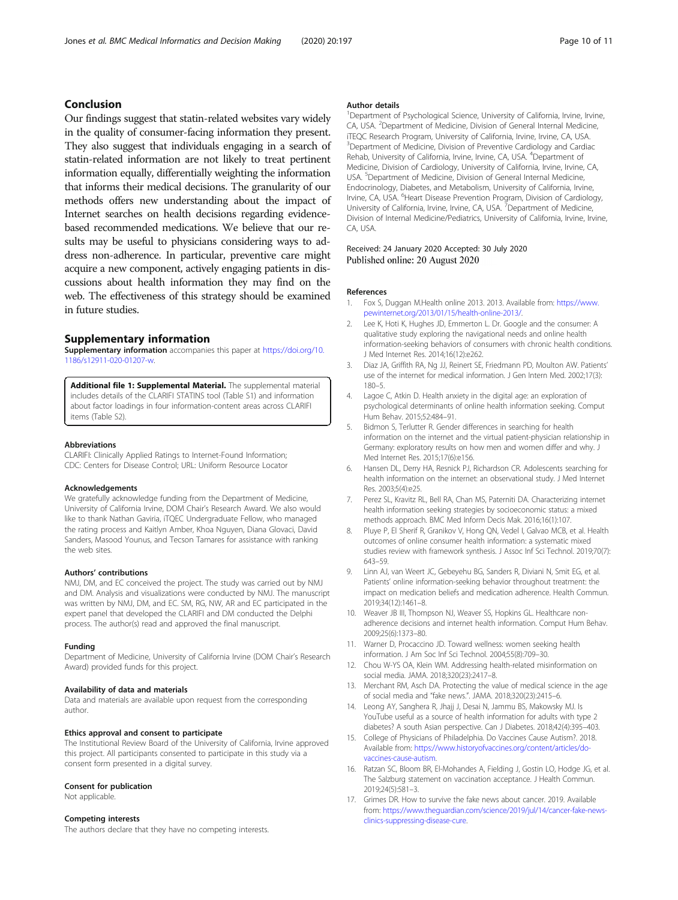## Conclusion

Our findings suggest that statin-related websites vary widely in the quality of consumer-facing information they present. They also suggest that individuals engaging in a search of statin-related information are not likely to treat pertinent information equally, differentially weighting the information that informs their medical decisions. The granularity of our methods offers new understanding about the impact of Internet searches on health decisions regarding evidence-based recommended medications. We believe that our results may be useful to physicians considering ways to address non-adherence. In particular, preventive care might acquire a new component, actively engaging patients in discussions about health information they may find on the web. The effectiveness of this strategy should be examined in future studies.

## Supplementary information

**Supplementary information** accompanies this paper at https://doi.org/10.1186/s12911-020-01207-w.

**Additional file 1: Supplemental Material.** The supplemental material includes details of the CLARIFI STATINS tool (Table S1) and information about factor loadings in four information-content areas across CLARIFI items (Table S2).

### Abbreviations

CLARIFI: Clinically Applied Ratings to Internet-Found Information; CDC: Centers for Disease Control; URL: Uniform Resource Locator

### Acknowledgements

We gratefully acknowledge funding from the Department of Medicine, University of California Irvine, DOM Chair's Research Award. We also would like to thank Nathan Gaviria, iTQEC Undergraduate Fellow, who managed the rating process and Kaitlyn Amber, Khoa Nguyen, Diana Glovaci, David Sanders, Masood Younus, and Tecson Tamares for assistance with ranking the web sites.

### Authors' contributions

NMJ, DM, and EC conceived the project. The study was carried out by NMJ and DM. Analysis and visualizations were conducted by NMJ. The manuscript was written by NMJ, DM, and EC. SM, RG, NW, AR and EC participated in the expert panel that developed the CLARIFI and DM conducted the Delphi process. The author(s) read and approved the final manuscript.

### Funding

Department of Medicine, University of California Irvine (DOM Chair's Research Award) provided funds for this project.

### Availability of data and materials

Data and materials are available upon request from the corresponding author.

### Ethics approval and consent to participate

The Institutional Review Board of the University of California, Irvine approved this project. All participants consented to participate in this study via a consent form presented in a digital survey.

### Consent for publication

Not applicable.

### Competing interests

The authors declare that they have no competing interests.

### Author details

[1]Department of Psychological Science, University of California, Irvine, Irvine, CA, USA. [2]Department of Medicine, Division of General Internal Medicine, iTEQC Research Program, University of California, Irvine, Irvine, CA, USA. [3]Department of Medicine, Division of Preventive Cardiology and Cardiac Rehab, University of California, Irvine, Irvine, CA, USA. [4]Department of Medicine, Division of Cardiology, University of California, Irvine, Irvine, CA, USA. [5]Department of Medicine, Division of General Internal Medicine, Endocrinology, Diabetes, and Metabolism, University of California, Irvine, Irvine, CA, USA. [6]Heart Disease Prevention Program, Division of Cardiology, University of California, Irvine, Irvine, CA, USA. [7]Department of Medicine, Division of Internal Medicine/Pediatrics, University of California, Irvine, Irvine, CA, USA.

Received: 24 January 2020 Accepted: 30 July 2020
Published online: 20 August 2020

### References

1. Fox S, Duggan M.Health online 2013. 2013. Available from: https://www.pewinternet.org/2013/01/15/health-online-2013/.
2. Lee K, Hoti K, Hughes JD, Emmerton L. Dr. Google and the consumer: A qualitative study exploring the navigational needs and online health information-seeking behaviors of consumers with chronic health conditions. J Med Internet Res. 2014;16(12):e262.
3. Diaz JA, Griffith RA, Ng JJ, Reinert SE, Friedmann PD, Moulton AW. Patients' use of the internet for medical information. J Gen Intern Med. 2002;17(3):180–5.
4. Lagoe C, Atkin D. Health anxiety in the digital age: an exploration of psychological determinants of online health information seeking. Comput Hum Behav. 2015;52:484–91.
5. Bidmon S, Terlutter R. Gender differences in searching for health information on the internet and the virtual patient-physician relationship in Germany: exploratory results on how men and women differ and why. J Med Internet Res. 2015;17(6):e156.
6. Hansen DL, Derry HA, Resnick PJ, Richardson CR. Adolescents searching for health information on the internet: an observational study. J Med Internet Res. 2003;5(4):e25.
7. Perez SL, Kravitz RL, Bell RA, Chan MS, Paterniti DA. Characterizing internet health information seeking strategies by socioeconomic status: a mixed methods approach. BMC Med Inform Decis Mak. 2016;16(1):107.
8. Pluye P, El Sherif R, Granikov V, Hong QN, Vedel I, Galvao MCB, et al. Health outcomes of online consumer health information: a systematic mixed studies review with framework synthesis. J Assoc Inf Sci Technol. 2019;70(7):643–59.
9. Linn AJ, van Weert JC, Gebeyehu BG, Sanders R, Diviani N, Smit EG, et al. Patients' online information-seeking behavior throughout treatment: the impact on medication beliefs and medication adherence. Health Commun. 2019;34(12):1461–8.
10. Weaver JB III, Thompson NJ, Weaver SS, Hopkins GL. Healthcare non-adherence decisions and internet health information. Comput Hum Behav. 2009;25(6):1373–80.
11. Warner D, Procaccino JD. Toward wellness: women seeking health information. J Am Soc Inf Sci Technol. 2004;55(8):709–30.
12. Chou W-YS OA, Klein WM. Addressing health-related misinformation on social media. JAMA. 2018;320(23):2417–8.
13. Merchant RM, Asch DA. Protecting the value of medical science in the age of social media and "fake news.". JAMA. 2018;320(23):2415–6.
14. Leong AY, Sanghera R, Jhajj J, Desai N, Jammu BS, Makowsky MJ. Is YouTube useful as a source of health information for adults with type 2 diabetes? A south Asian perspective. Can J Diabetes. 2018;42(4):395–403.
15. College of Physicians of Philadelphia. Do Vaccines Cause Autism?. 2018. Available from: https://www.historyofvaccines.org/content/articles/do-vaccines-cause-autism.
16. Ratzan SC, Bloom BR, El-Mohandes A, Fielding J, Gostin LO, Hodge JG, et al. The Salzburg statement on vaccination acceptance. J Health Commun. 2019;24(5):581–3.
17. Grimes DR. How to survive the fake news about cancer. 2019. Available from: https://www.theguardian.com/science/2019/jul/14/cancer-fake-news-clinics-suppressing-disease-cure.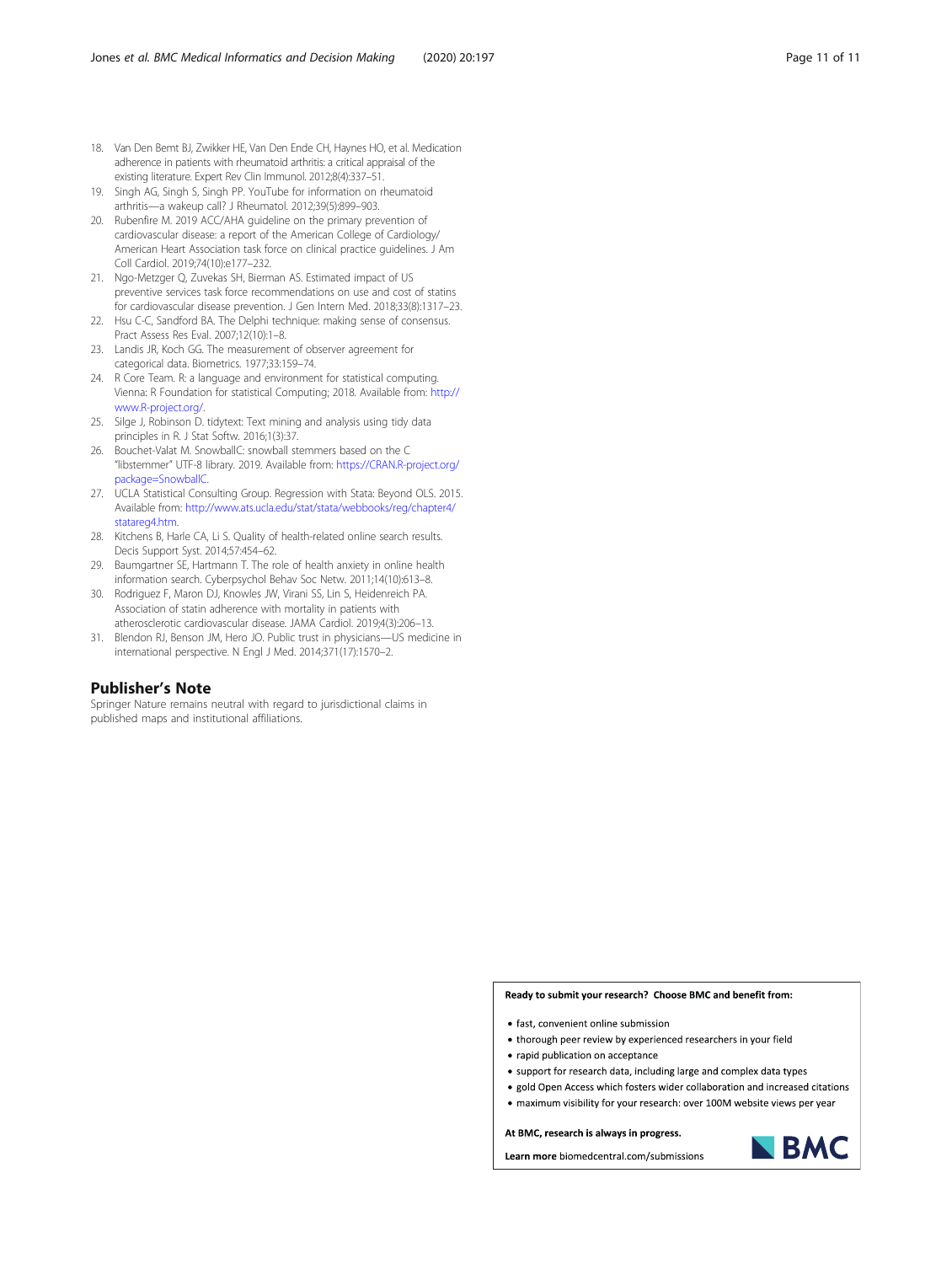18. Van Den Bemt BJ, Zwikker HE, Van Den Ende CH, Haynes HO, et al. Medication adherence in patients with rheumatoid arthritis: a critical appraisal of the existing literature. Expert Rev Clin Immunol. 2012;8(4):337–51.
19. Singh AG, Singh S, Singh PP. YouTube for information on rheumatoid arthritis—a wakeup call? J Rheumatol. 2012;39(5):899–903.
20. Rubenfire M. 2019 ACC/AHA guideline on the primary prevention of cardiovascular disease: a report of the American College of Cardiology/ American Heart Association task force on clinical practice guidelines. J Am Coll Cardiol. 2019;74(10):e177–232.
21. Ngo-Metzger Q, Zuvekas SH, Bierman AS. Estimated impact of US preventive services task force recommendations on use and cost of statins for cardiovascular disease prevention. J Gen Intern Med. 2018;33(8):1317–23.
22. Hsu C-C, Sandford BA. The Delphi technique: making sense of consensus. Pract Assess Res Eval. 2007;12(10):1–8.
23. Landis JR, Koch GG. The measurement of observer agreement for categorical data. Biometrics. 1977;33:159–74.
24. R Core Team. R: a language and environment for statistical computing. Vienna: R Foundation for statistical Computing; 2018. Available from: http://www.R-project.org/.
25. Silge J, Robinson D. tidytext: Text mining and analysis using tidy data principles in R. J Stat Softw. 2016;1(3):37.
26. Bouchet-Valat M. SnowballC: snowball stemmers based on the C "libstemmer" UTF-8 library. 2019. Available from: https://CRAN.R-project.org/package=SnowballC.
27. UCLA Statistical Consulting Group. Regression with Stata: Beyond OLS. 2015. Available from: http://www.ats.ucla.edu/stat/stata/webbooks/reg/chapter4/statareg4.htm.
28. Kitchens B, Harle CA, Li S. Quality of health-related online search results. Decis Support Syst. 2014;57:454–62.
29. Baumgartner SE, Hartmann T. The role of health anxiety in online health information search. Cyberpsychol Behav Soc Netw. 2011;14(10):613–8.
30. Rodriguez F, Maron DJ, Knowles JW, Virani SS, Lin S, Heidenreich PA. Association of statin adherence with mortality in patients with atherosclerotic cardiovascular disease. JAMA Cardiol. 2019;4(3):206–13.
31. Blendon RJ, Benson JM, Hero JO. Public trust in physicians—US medicine in international perspective. N Engl J Med. 2014;371(17):1570–2.

## Publisher's Note

Springer Nature remains neutral with regard to jurisdictional claims in published maps and institutional affiliations.

**Ready to submit your research? Choose BMC and benefit from:**

- fast, convenient online submission
- thorough peer review by experienced researchers in your field
- rapid publication on acceptance
- support for research data, including large and complex data types
- gold Open Access which fosters wider collaboration and increased citations
- maximum visibility for your research: over 100M website views per year

**At BMC, research is always in progress.**

**Learn more** biomedcentral.com/submissions